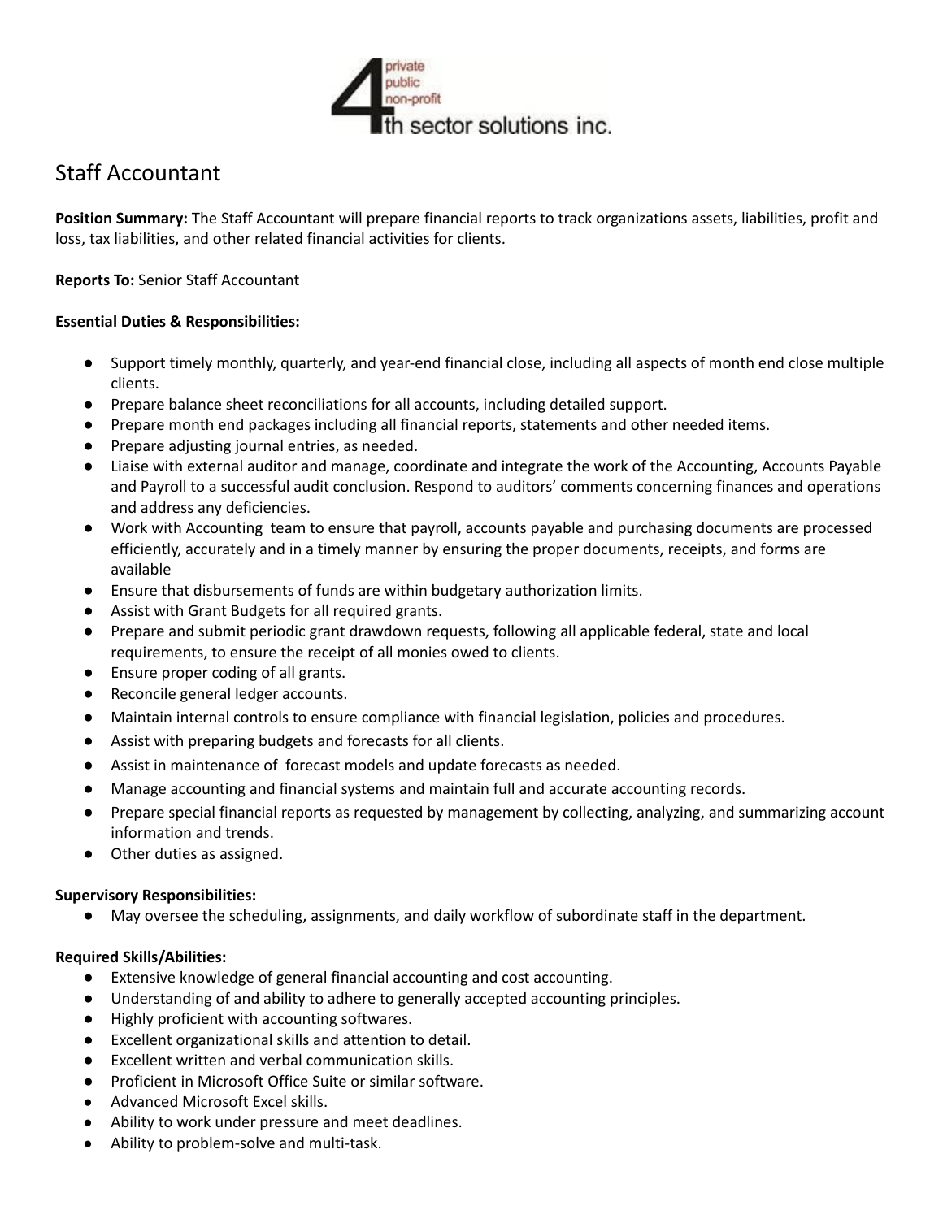private
public
non-profit
4th sector solutions inc.

# Staff Accountant

**Position Summary:** The Staff Accountant will prepare financial reports to track organizations assets, liabilities, profit and loss, tax liabilities, and other related financial activities for clients.

**Reports To:** Senior Staff Accountant

**Essential Duties & Responsibilities:**

- Support timely monthly, quarterly, and year-end financial close, including all aspects of month end close multiple clients.
- Prepare balance sheet reconciliations for all accounts, including detailed support.
- Prepare month end packages including all financial reports, statements and other needed items.
- Prepare adjusting journal entries, as needed.
- Liaise with external auditor and manage, coordinate and integrate the work of the Accounting, Accounts Payable and Payroll to a successful audit conclusion. Respond to auditors' comments concerning finances and operations and address any deficiencies.
- Work with Accounting team to ensure that payroll, accounts payable and purchasing documents are processed efficiently, accurately and in a timely manner by ensuring the proper documents, receipts, and forms are available
- Ensure that disbursements of funds are within budgetary authorization limits.
- Assist with Grant Budgets for all required grants.
- Prepare and submit periodic grant drawdown requests, following all applicable federal, state and local requirements, to ensure the receipt of all monies owed to clients.
- Ensure proper coding of all grants.
- Reconcile general ledger accounts.
- Maintain internal controls to ensure compliance with financial legislation, policies and procedures.
- Assist with preparing budgets and forecasts for all clients.
- Assist in maintenance of forecast models and update forecasts as needed.
- Manage accounting and financial systems and maintain full and accurate accounting records.
- Prepare special financial reports as requested by management by collecting, analyzing, and summarizing account information and trends.
- Other duties as assigned.

**Supervisory Responsibilities:**

- May oversee the scheduling, assignments, and daily workflow of subordinate staff in the department.

**Required Skills/Abilities:**

- Extensive knowledge of general financial accounting and cost accounting.
- Understanding of and ability to adhere to generally accepted accounting principles.
- Highly proficient with accounting softwares.
- Excellent organizational skills and attention to detail.
- Excellent written and verbal communication skills.
- Proficient in Microsoft Office Suite or similar software.
- Advanced Microsoft Excel skills.
- Ability to work under pressure and meet deadlines.
- Ability to problem-solve and multi-task.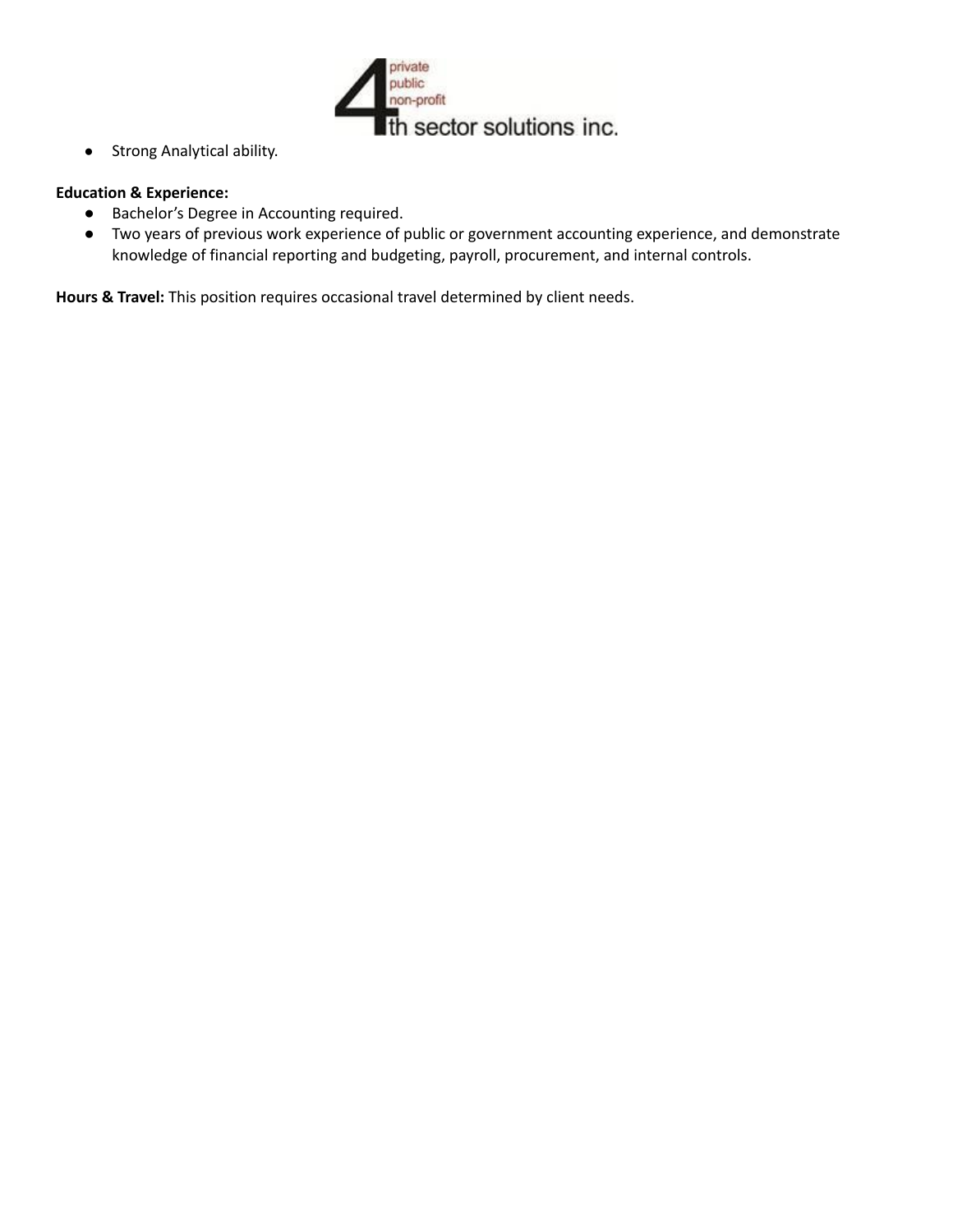- Strong Analytical ability.

**Education & Experience:**

- Bachelor's Degree in Accounting required.
- Two years of previous work experience of public or government accounting experience, and demonstrate knowledge of financial reporting and budgeting, payroll, procurement, and internal controls.

**Hours & Travel:** This position requires occasional travel determined by client needs.